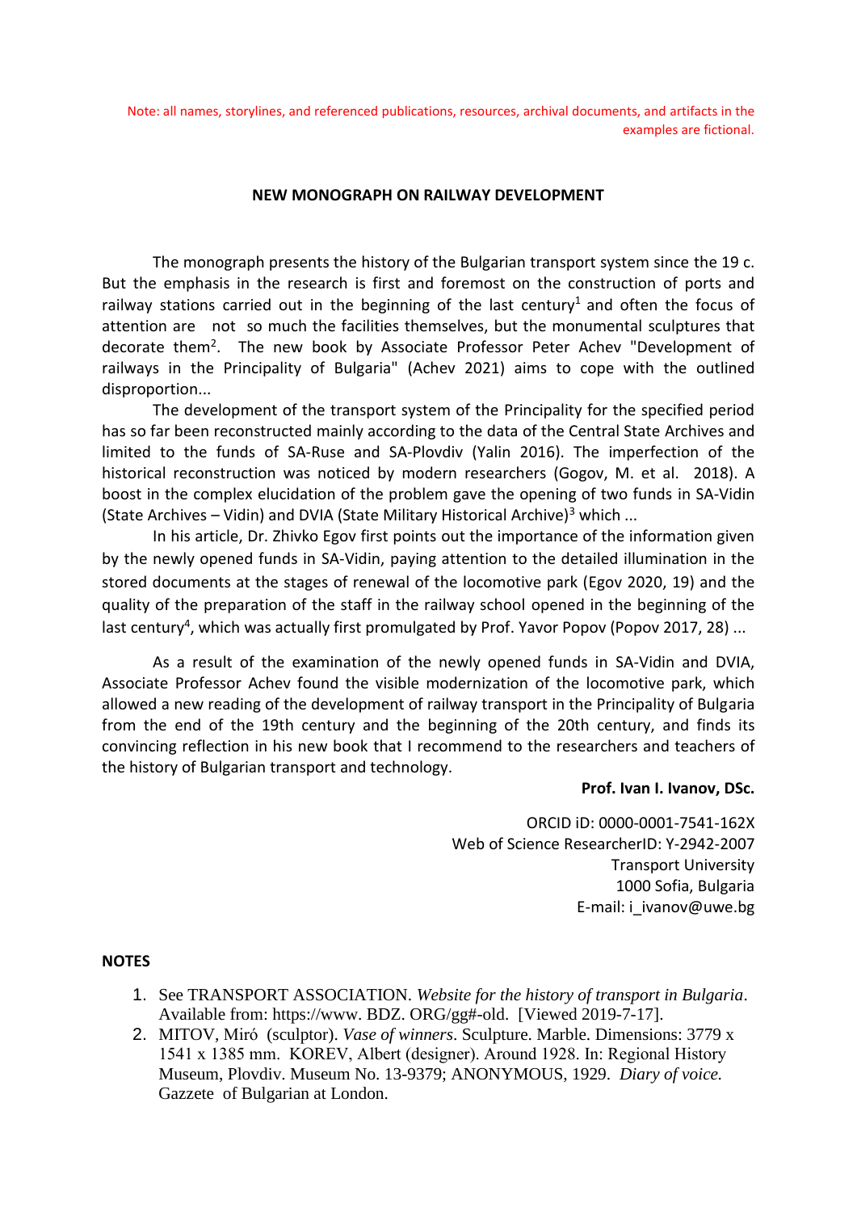Note: all names, storylines, and referenced publications, resources, archival documents, and artifacts in the examples are fictional.

**NEW MONOGRAPH ON RAILWAY DEVELOPMENT**

The monograph presents the history of the Bulgarian transport system since the 19 c. But the emphasis in the research is first and foremost on the construction of ports and railway stations carried out in the beginning of the last century[1] and often the focus of attention are not so much the facilities themselves, but the monumental sculptures that decorate them[2]. The new book by Associate Professor Peter Achev "Development of railways in the Principality of Bulgaria" (Achev 2021) aims to cope with the outlined disproportion...

The development of the transport system of the Principality for the specified period has so far been reconstructed mainly according to the data of the Central State Archives and limited to the funds of SA-Ruse and SA-Plovdiv (Yalin 2016). The imperfection of the historical reconstruction was noticed by modern researchers (Gogov, M. et al. 2018). A boost in the complex elucidation of the problem gave the opening of two funds in SA-Vidin (State Archives – Vidin) and DVIA (State Military Historical Archive)[3] which ...

In his article, Dr. Zhivko Egov first points out the importance of the information given by the newly opened funds in SA-Vidin, paying attention to the detailed illumination in the stored documents at the stages of renewal of the locomotive park (Egov 2020, 19) and the quality of the preparation of the staff in the railway school opened in the beginning of the last century[4], which was actually first promulgated by Prof. Yavor Popov (Popov 2017, 28) ...

As a result of the examination of the newly opened funds in SA-Vidin and DVIA, Associate Professor Achev found the visible modernization of the locomotive park, which allowed a new reading of the development of railway transport in the Principality of Bulgaria from the end of the 19th century and the beginning of the 20th century, and finds its convincing reflection in his new book that I recommend to the researchers and teachers of the history of Bulgarian transport and technology.

**Prof. Ivan I. Ivanov, DSc.**

ORCID iD: 0000-0001-7541-162X
Web of Science ResearcherID: Y-2942-2007
Transport University
1000 Sofia, Bulgaria
E-mail: i_ivanov@uwe.bg

**NOTES**

1. See TRANSPORT ASSOCIATION. *Website for the history of transport in Bulgaria*. Available from: https://www. BDZ. ORG/gg#-old. [Viewed 2019-7-17].
2. MITOV, Miró (sculptor). *Vase of winners*. Sculpture. Marble. Dimensions: 3779 x 1541 x 1385 mm. KOREV, Albert (designer). Around 1928. In: Regional History Museum, Plovdiv. Museum No. 13-9379; ANONYMOUS, 1929. *Diary of voice.* Gazzete of Bulgarian at London.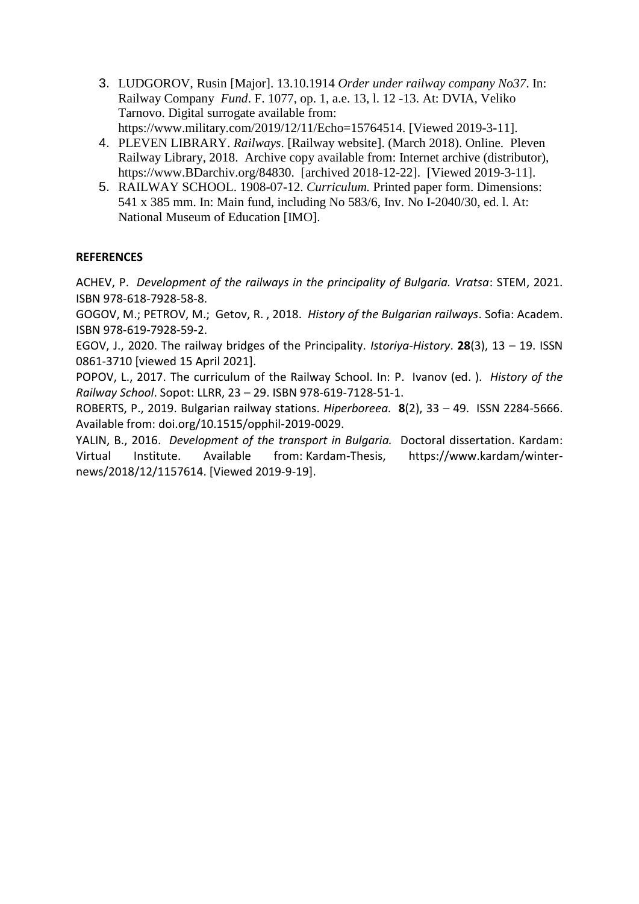3. LUDGOROV, Rusin [Major]. 13.10.1914 *Order under railway company No37*. In: Railway Company *Fund*. F. 1077, op. 1, a.e. 13, l. 12 -13. At: DVIA, Veliko Tarnovo. Digital surrogate available from: https://www.military.com/2019/12/11/Echo=15764514. [Viewed 2019-3-11].
4. PLEVEN LIBRARY. *Railways*. [Railway website]. (March 2018). Online. Pleven Railway Library, 2018. Archive copy available from: Internet archive (distributor), https://www.BDarchiv.org/84830. [archived 2018-12-22]. [Viewed 2019-3-11].
5. RAILWAY SCHOOL. 1908-07-12. *Curriculum.* Printed paper form. Dimensions: 541 x 385 mm. In: Main fund, including No 583/6, Inv. No I-2040/30, ed. l. At: National Museum of Education [IMO].

**REFERENCES**

ACHEV, P. *Development of the railways in the principality of Bulgaria. Vratsa*: STEM, 2021. ISBN 978-618-7928-58-8.

GOGOV, M.; PETROV, M.; Getov, R. , 2018. *History of the Bulgarian railways*. Sofia: Academ. ISBN 978-619-7928-59-2.

EGOV, J., 2020. The railway bridges of the Principality. *Istoriya-History*. **28**(3), 13 – 19. ISSN 0861-3710 [viewed 15 April 2021].

POPOV, L., 2017. The curriculum of the Railway School. In: P. Ivanov (ed. ). *History of the Railway School*. Sopot: LLRR, 23 – 29. ISBN 978-619-7128-51-1.

ROBERTS, P., 2019. Bulgarian railway stations. *Hiperboreea.* **8**(2), 33 – 49. ISSN 2284-5666. Available from: doi.org/10.1515/opphil-2019-0029.

YALIN, B., 2016. *Development of the transport in Bulgaria.* Doctoral dissertation. Kardam: Virtual Institute. Available from: Kardam-Thesis, https://www.kardam/winter-news/2018/12/1157614. [Viewed 2019-9-19].